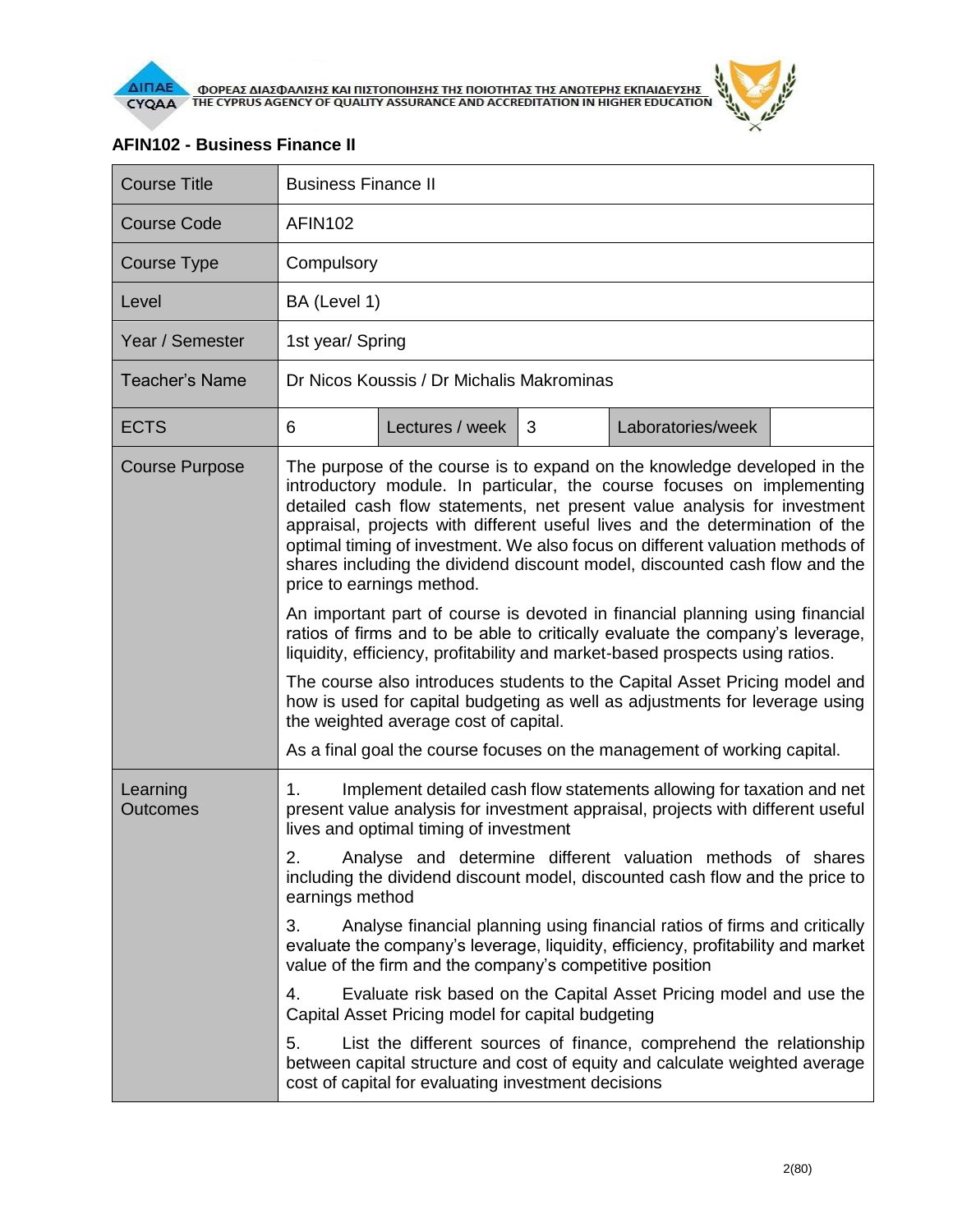## AFIN102 - Business Finance II

| Course Title | Business Finance II | | | | |
|---|---|---|---|---|---|
| Course Code | AFIN102 | | | | |
| Course Type | Compulsory | | | | |
| Level | BA (Level 1) | | | | |
| Year / Semester | 1st year/ Spring | | | | |
| Teacher's Name | Dr Nicos Koussis / Dr Michalis Makrominas | | | | |
| ECTS | 6 | Lectures / week | 3 | Laboratories/week | |
| Course Purpose | The purpose of the course is to expand on the knowledge developed in the introductory module. In particular, the course focuses on implementing detailed cash flow statements, net present value analysis for investment appraisal, projects with different useful lives and the determination of the optimal timing of investment. We also focus on different valuation methods of shares including the dividend discount model, discounted cash flow and the price to earnings method.<br><br>An important part of course is devoted in financial planning using financial ratios of firms and to be able to critically evaluate the company's leverage, liquidity, efficiency, profitability and market-based prospects using ratios.<br><br>The course also introduces students to the Capital Asset Pricing model and how is used for capital budgeting as well as adjustments for leverage using the weighted average cost of capital.<br><br>As a final goal the course focuses on the management of working capital. | | | | |
| Learning Outcomes | 1. Implement detailed cash flow statements allowing for taxation and net present value analysis for investment appraisal, projects with different useful lives and optimal timing of investment<br><br>2. Analyse and determine different valuation methods of shares including the dividend discount model, discounted cash flow and the price to earnings method<br><br>3. Analyse financial planning using financial ratios of firms and critically evaluate the company's leverage, liquidity, efficiency, profitability and market value of the firm and the company's competitive position<br><br>4. Evaluate risk based on the Capital Asset Pricing model and use the Capital Asset Pricing model for capital budgeting<br><br>5. List the different sources of finance, comprehend the relationship between capital structure and cost of equity and calculate weighted average cost of capital for evaluating investment decisions | | | | |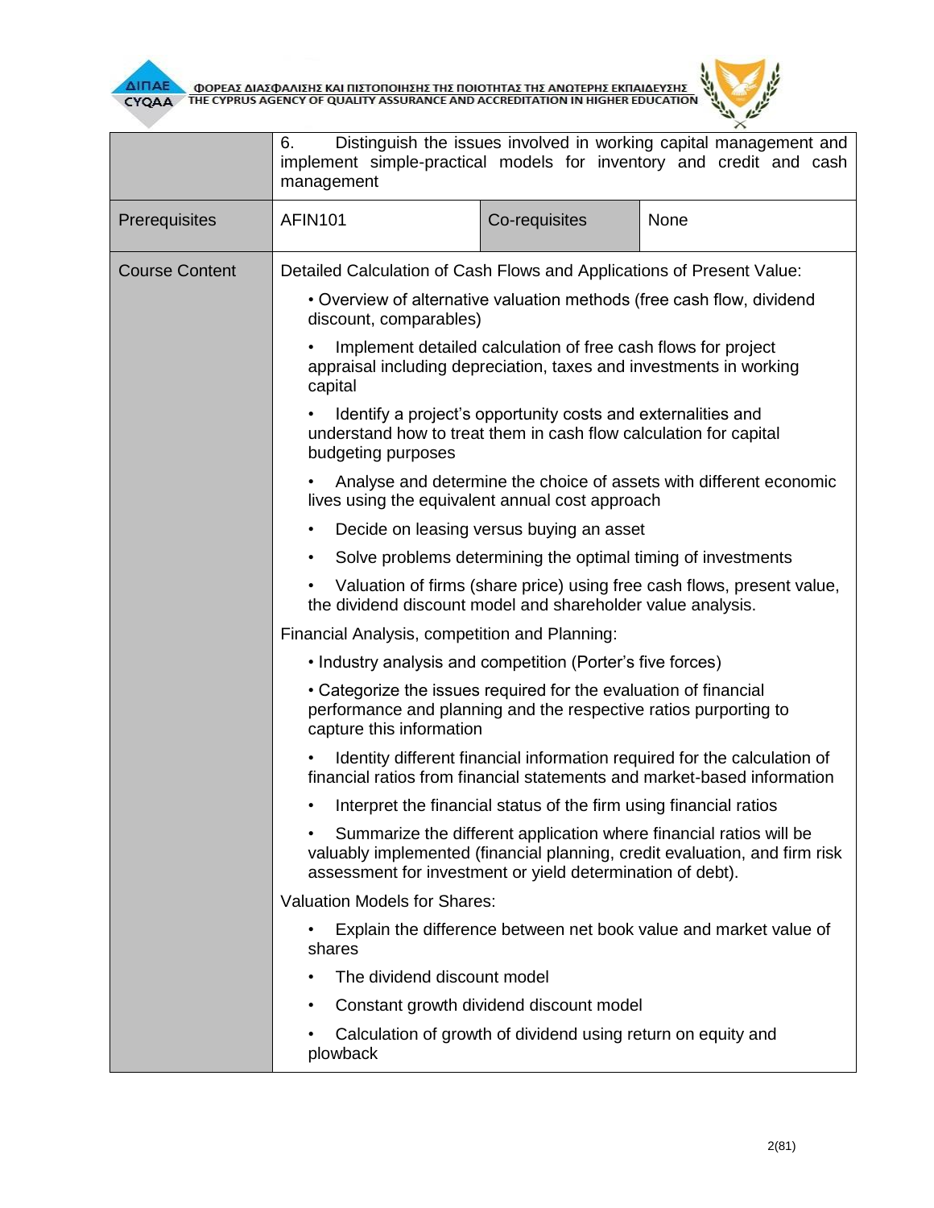| | | | |
|---|---|---|---|
| | 6. Distinguish the issues involved in working capital management and implement simple-practical models for inventory and credit and cash management | | |
| Prerequisites | AFIN101 | Co-requisites | None |
| Course Content | Detailed Calculation of Cash Flows and Applications of Present Value:<br>• Overview of alternative valuation methods (free cash flow, dividend discount, comparables)<br>• Implement detailed calculation of free cash flows for project appraisal including depreciation, taxes and investments in working capital<br>• Identify a project's opportunity costs and externalities and understand how to treat them in cash flow calculation for capital budgeting purposes<br>• Analyse and determine the choice of assets with different economic lives using the equivalent annual cost approach<br>• Decide on leasing versus buying an asset<br>• Solve problems determining the optimal timing of investments<br>• Valuation of firms (share price) using free cash flows, present value, the dividend discount model and shareholder value analysis.<br>Financial Analysis, competition and Planning:<br>• Industry analysis and competition (Porter's five forces)<br>• Categorize the issues required for the evaluation of financial performance and planning and the respective ratios purporting to capture this information<br>• Identity different financial information required for the calculation of financial ratios from financial statements and market-based information<br>• Interpret the financial status of the firm using financial ratios<br>• Summarize the different application where financial ratios will be valuably implemented (financial planning, credit evaluation, and firm risk assessment for investment or yield determination of debt).<br>Valuation Models for Shares:<br>• Explain the difference between net book value and market value of shares<br>• The dividend discount model<br>• Constant growth dividend discount model<br>• Calculation of growth of dividend using return on equity and plowback | | |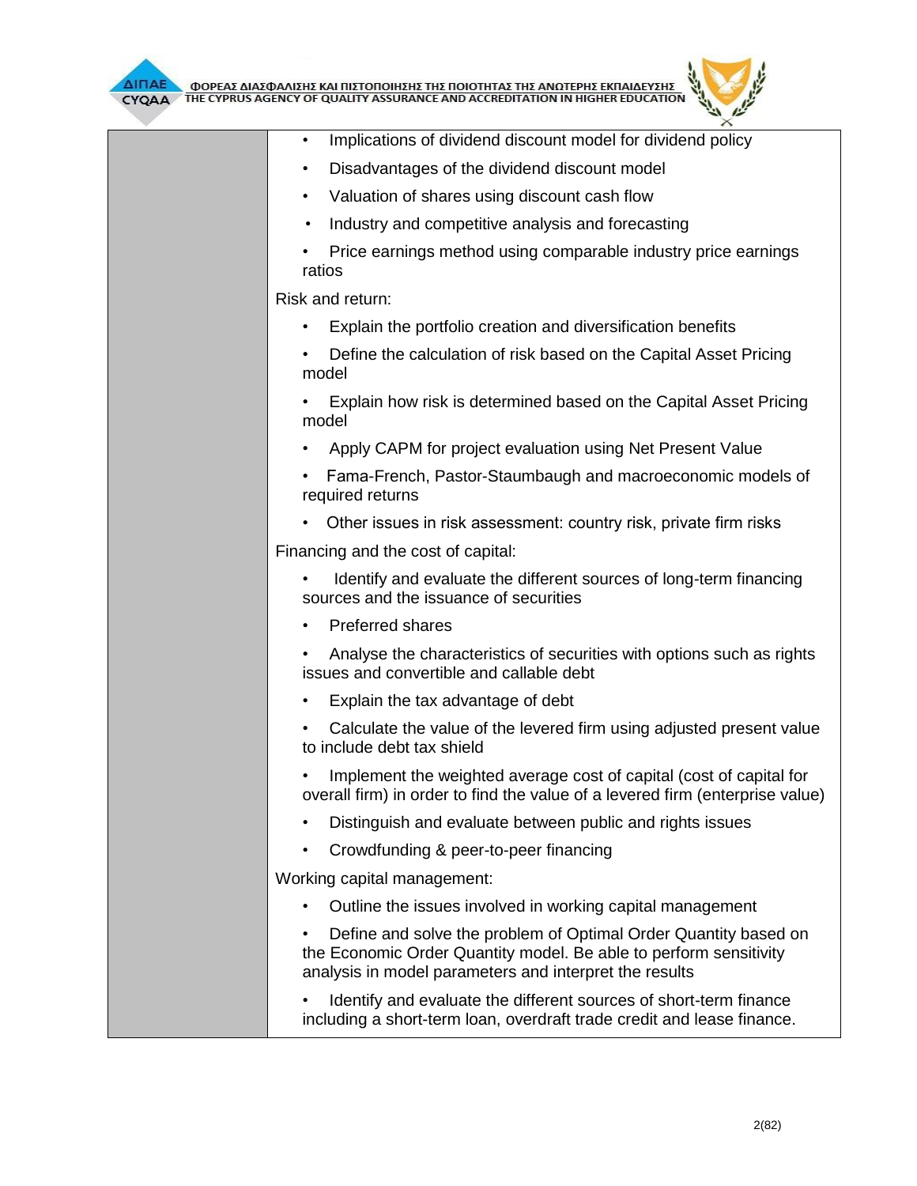| | |
|---|---|
| | • Implications of dividend discount model for dividend policy<br>• Disadvantages of the dividend discount model<br>• Valuation of shares using discount cash flow<br>• Industry and competitive analysis and forecasting<br>• Price earnings method using comparable industry price earnings ratios<br>Risk and return:<br>• Explain the portfolio creation and diversification benefits<br>• Define the calculation of risk based on the Capital Asset Pricing model<br>• Explain how risk is determined based on the Capital Asset Pricing model<br>• Apply CAPM for project evaluation using Net Present Value<br>• Fama-French, Pastor-Staumbaugh and macroeconomic models of required returns<br>• Other issues in risk assessment: country risk, private firm risks<br>Financing and the cost of capital:<br>• Identify and evaluate the different sources of long-term financing sources and the issuance of securities<br>• Preferred shares<br>• Analyse the characteristics of securities with options such as rights issues and convertible and callable debt<br>• Explain the tax advantage of debt<br>• Calculate the value of the levered firm using adjusted present value to include debt tax shield<br>• Implement the weighted average cost of capital (cost of capital for overall firm) in order to find the value of a levered firm (enterprise value)<br>• Distinguish and evaluate between public and rights issues<br>• Crowdfunding & peer-to-peer financing<br>Working capital management:<br>• Outline the issues involved in working capital management<br>• Define and solve the problem of Optimal Order Quantity based on the Economic Order Quantity model. Be able to perform sensitivity analysis in model parameters and interpret the results<br>• Identify and evaluate the different sources of short-term finance including a short-term loan, overdraft trade credit and lease finance. |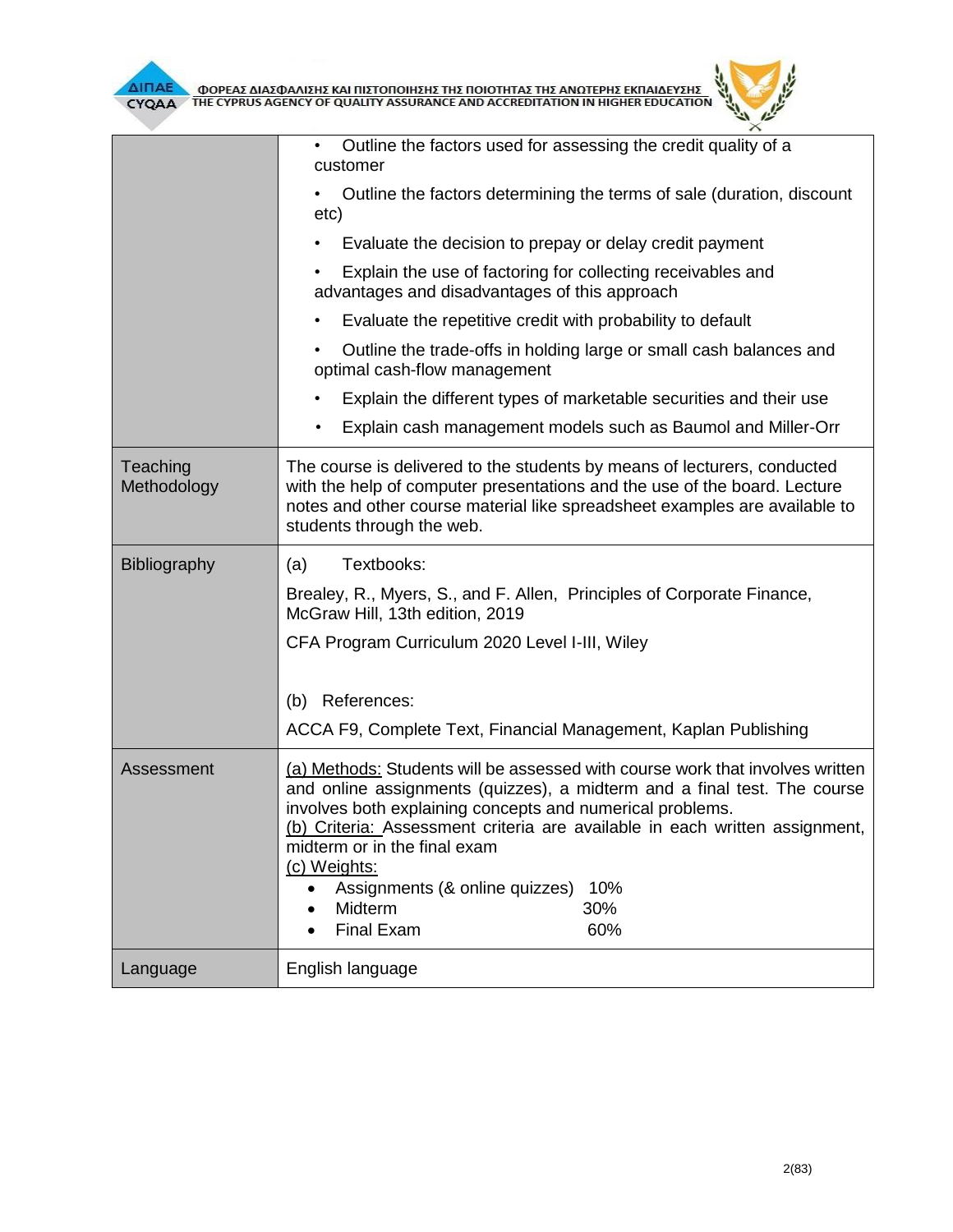| | |
|---|---|
| | • Outline the factors used for assessing the credit quality of a customer<br>• Outline the factors determining the terms of sale (duration, discount etc)<br>• Evaluate the decision to prepay or delay credit payment<br>• Explain the use of factoring for collecting receivables and advantages and disadvantages of this approach<br>• Evaluate the repetitive credit with probability to default<br>• Outline the trade-offs in holding large or small cash balances and optimal cash-flow management<br>• Explain the different types of marketable securities and their use<br>• Explain cash management models such as Baumol and Miller-Orr |
| Teaching Methodology | The course is delivered to the students by means of lecturers, conducted with the help of computer presentations and the use of the board. Lecture notes and other course material like spreadsheet examples are available to students through the web. |
| Bibliography | (a) Textbooks:<br>Brealey, R., Myers, S., and F. Allen, Principles of Corporate Finance, McGraw Hill, 13th edition, 2019<br>CFA Program Curriculum 2020 Level I-III, Wiley<br><br>(b) References:<br>ACCA F9, Complete Text, Financial Management, Kaplan Publishing |
| Assessment | (a) Methods: Students will be assessed with course work that involves written and online assignments (quizzes), a midterm and a final test. The course involves both explaining concepts and numerical problems.<br>(b) Criteria: Assessment criteria are available in each written assignment, midterm or in the final exam<br>(c) Weights:<br>• Assignments (& online quizzes) 10%<br>• Midterm 30%<br>• Final Exam 60% |
| Language | English language |